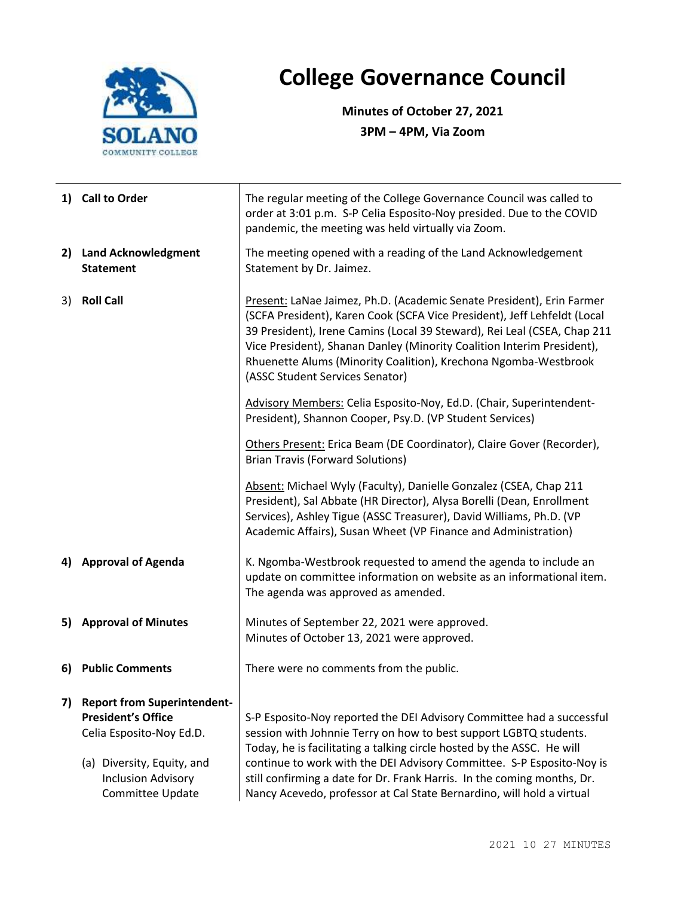# College Governance Council

**Minutes of October 27, 2021**
**3PM – 4PM, Via Zoom**

| | |
|---|---|
| **1) Call to Order** | The regular meeting of the College Governance Council was called to order at 3:01 p.m. S-P Celia Esposito-Noy presided. Due to the COVID pandemic, the meeting was held virtually via Zoom. |
| **2) Land Acknowledgment Statement** | The meeting opened with a reading of the Land Acknowledgement Statement by Dr. Jaimez. |
| 3) **Roll Call** | Present: LaNae Jaimez, Ph.D. (Academic Senate President), Erin Farmer (SCFA President), Karen Cook (SCFA Vice President), Jeff Lehfeldt (Local 39 President), Irene Camins (Local 39 Steward), Rei Leal (CSEA, Chap 211 Vice President), Shanan Danley (Minority Coalition Interim President), Rhuenette Alums (Minority Coalition), Krechona Ngomba-Westbrook (ASSC Student Services Senator)<br><br>Advisory Members: Celia Esposito-Noy, Ed.D. (Chair, Superintendent-President), Shannon Cooper, Psy.D. (VP Student Services)<br><br>Others Present: Erica Beam (DE Coordinator), Claire Gover (Recorder), Brian Travis (Forward Solutions)<br><br>Absent: Michael Wyly (Faculty), Danielle Gonzalez (CSEA, Chap 211 President), Sal Abbate (HR Director), Alysa Borelli (Dean, Enrollment Services), Ashley Tigue (ASSC Treasurer), David Williams, Ph.D. (VP Academic Affairs), Susan Wheet (VP Finance and Administration) |
| **4) Approval of Agenda** | K. Ngomba-Westbrook requested to amend the agenda to include an update on committee information on website as an informational item. The agenda was approved as amended. |
| **5) Approval of Minutes** | Minutes of September 22, 2021 were approved.<br>Minutes of October 13, 2021 were approved. |
| **6) Public Comments** | There were no comments from the public. |
| **7) Report from Superintendent-President's Office**<br>Celia Esposito-Noy Ed.D.<br><br>(a) Diversity, Equity, and Inclusion Advisory Committee Update | S-P Esposito-Noy reported the DEI Advisory Committee had a successful session with Johnnie Terry on how to best support LGBTQ students. Today, he is facilitating a talking circle hosted by the ASSC. He will continue to work with the DEI Advisory Committee. S-P Esposito-Noy is still confirming a date for Dr. Frank Harris. In the coming months, Dr. Nancy Acevedo, professor at Cal State Bernardino, will hold a virtual |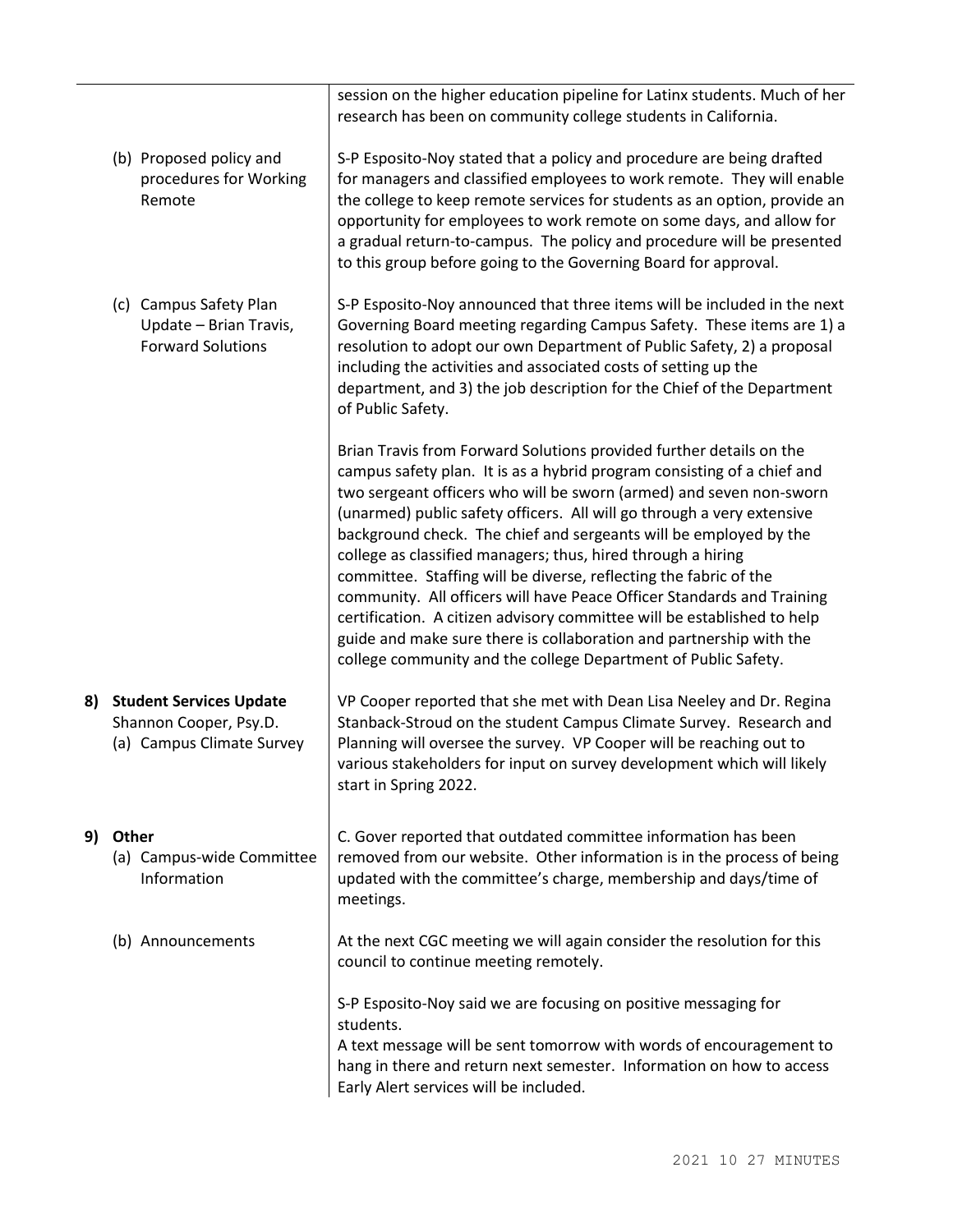| | |
|---|---|
| | session on the higher education pipeline for Latinx students. Much of her research has been on community college students in California. |
| (b) Proposed policy and procedures for Working Remote | S-P Esposito-Noy stated that a policy and procedure are being drafted for managers and classified employees to work remote. They will enable the college to keep remote services for students as an option, provide an opportunity for employees to work remote on some days, and allow for a gradual return-to-campus. The policy and procedure will be presented to this group before going to the Governing Board for approval. |
| (c) Campus Safety Plan Update – Brian Travis, Forward Solutions | S-P Esposito-Noy announced that three items will be included in the next Governing Board meeting regarding Campus Safety. These items are 1) a resolution to adopt our own Department of Public Safety, 2) a proposal including the activities and associated costs of setting up the department, and 3) the job description for the Chief of the Department of Public Safety.<br><br>Brian Travis from Forward Solutions provided further details on the campus safety plan. It is as a hybrid program consisting of a chief and two sergeant officers who will be sworn (armed) and seven non-sworn (unarmed) public safety officers. All will go through a very extensive background check. The chief and sergeants will be employed by the college as classified managers; thus, hired through a hiring committee. Staffing will be diverse, reflecting the fabric of the community. All officers will have Peace Officer Standards and Training certification. A citizen advisory committee will be established to help guide and make sure there is collaboration and partnership with the college community and the college Department of Public Safety. |
| **8) Student Services Update** Shannon Cooper, Psy.D.<br>(a) Campus Climate Survey | VP Cooper reported that she met with Dean Lisa Neeley and Dr. Regina Stanback-Stroud on the student Campus Climate Survey. Research and Planning will oversee the survey. VP Cooper will be reaching out to various stakeholders for input on survey development which will likely start in Spring 2022. |
| **9) Other**<br>(a) Campus-wide Committee Information | C. Gover reported that outdated committee information has been removed from our website. Other information is in the process of being updated with the committee's charge, membership and days/time of meetings. |
| (b) Announcements | At the next CGC meeting we will again consider the resolution for this council to continue meeting remotely.<br><br>S-P Esposito-Noy said we are focusing on positive messaging for students.<br>A text message will be sent tomorrow with words of encouragement to hang in there and return next semester. Information on how to access Early Alert services will be included. |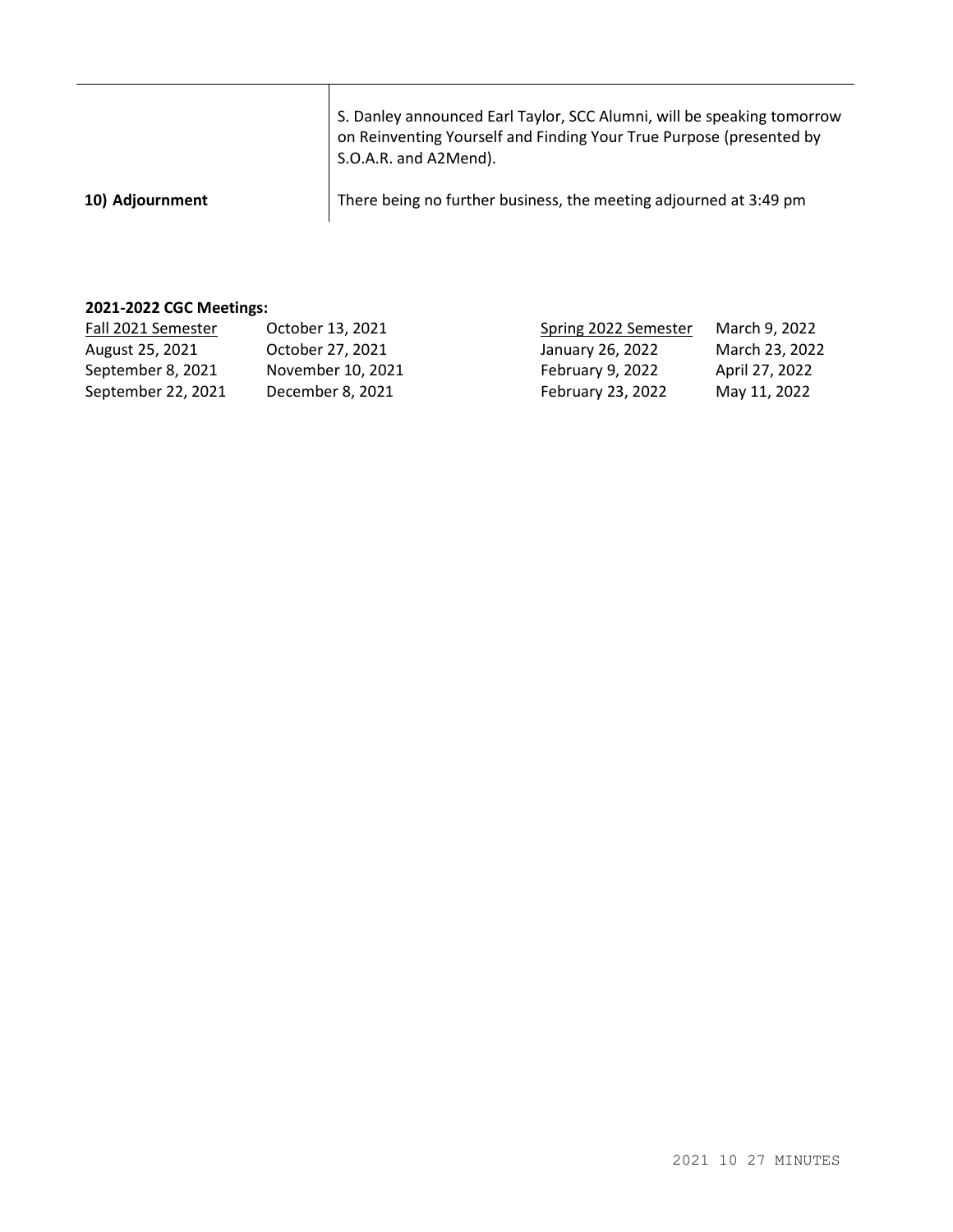| | |
|---|---|
| | S. Danley announced Earl Taylor, SCC Alumni, will be speaking tomorrow on Reinventing Yourself and Finding Your True Purpose (presented by S.O.A.R. and A2Mend). |
| **10) Adjournment** | There being no further business, the meeting adjourned at 3:49 pm |

**2021-2022 CGC Meetings:**

| | | | |
|---|---|---|---|
| Fall 2021 Semester | October 13, 2021 | Spring 2022 Semester | March 9, 2022 |
| August 25, 2021 | October 27, 2021 | January 26, 2022 | March 23, 2022 |
| September 8, 2021 | November 10, 2021 | February 9, 2022 | April 27, 2022 |
| September 22, 2021 | December 8, 2021 | February 23, 2022 | May 11, 2022 |